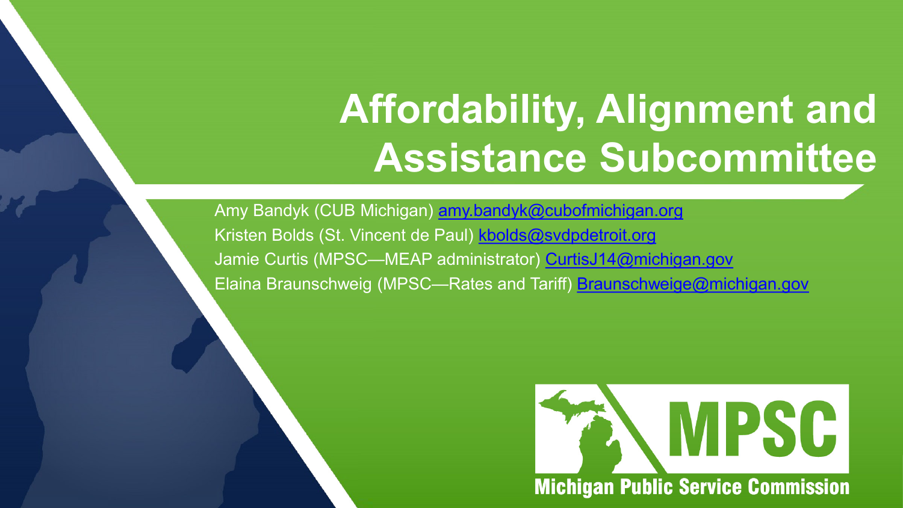# Affordability, Alignment and Assistance Subcommittee

Amy Bandyk (CUB Michigan) amy.bandyk@cubofmichigan.org
Kristen Bolds (St. Vincent de Paul) kbolds@svdpdetroit.org
Jamie Curtis (MPSC—MEAP administrator) CurtisJ14@michigan.gov
Elaina Braunschweig (MPSC—Rates and Tariff) Braunschweige@michigan.gov

MPSC
Michigan Public Service Commission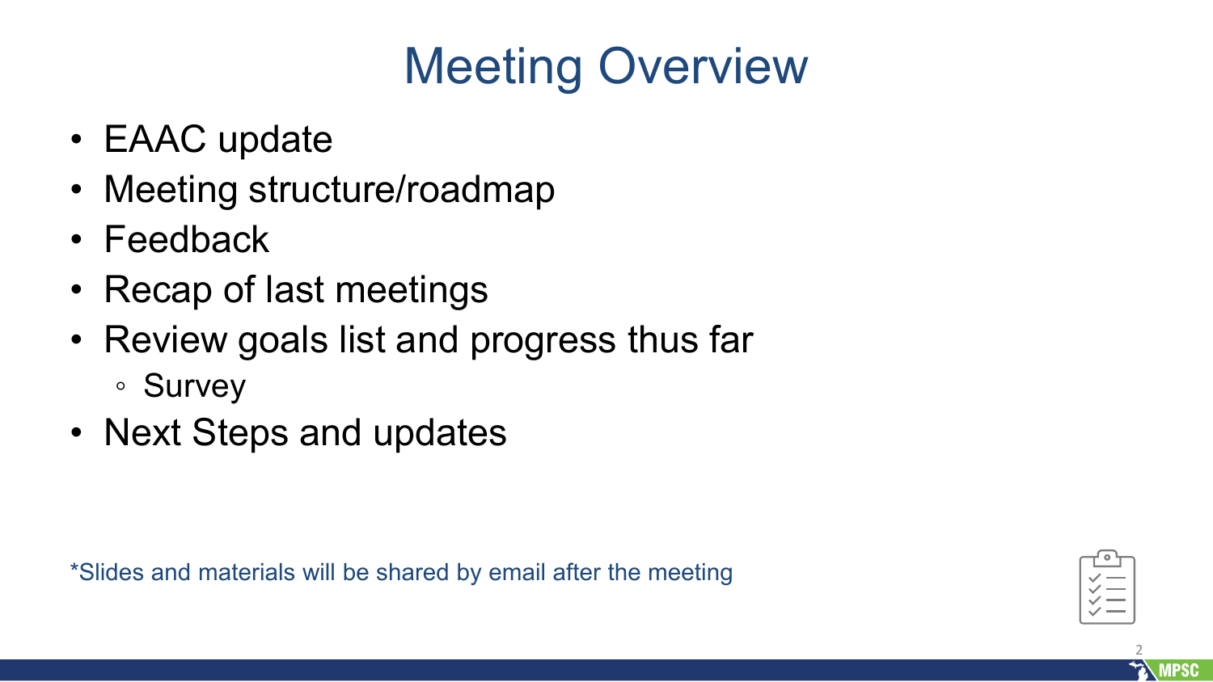# Meeting Overview

- EAAC update
- Meeting structure/roadmap
- Feedback
- Recap of last meetings
- Review goals list and progress thus far
  - Survey
- Next Steps and updates

*Slides and materials will be shared by email after the meeting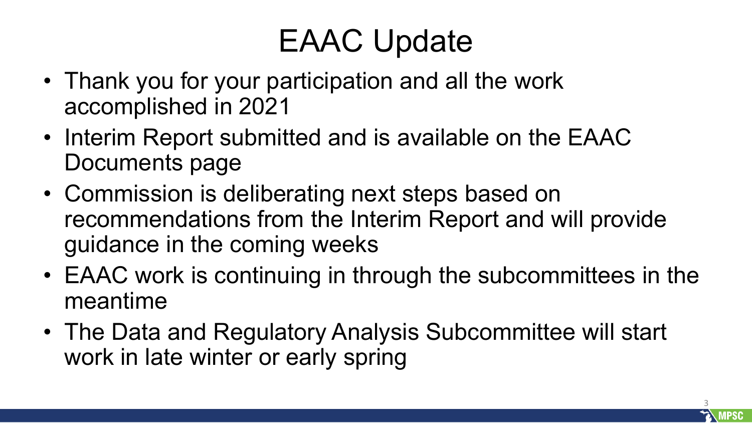# EAAC Update

- Thank you for your participation and all the work accomplished in 2021
- Interim Report submitted and is available on the EAAC Documents page
- Commission is deliberating next steps based on recommendations from the Interim Report and will provide guidance in the coming weeks
- EAAC work is continuing in through the subcommittees in the meantime
- The Data and Regulatory Analysis Subcommittee will start work in late winter or early spring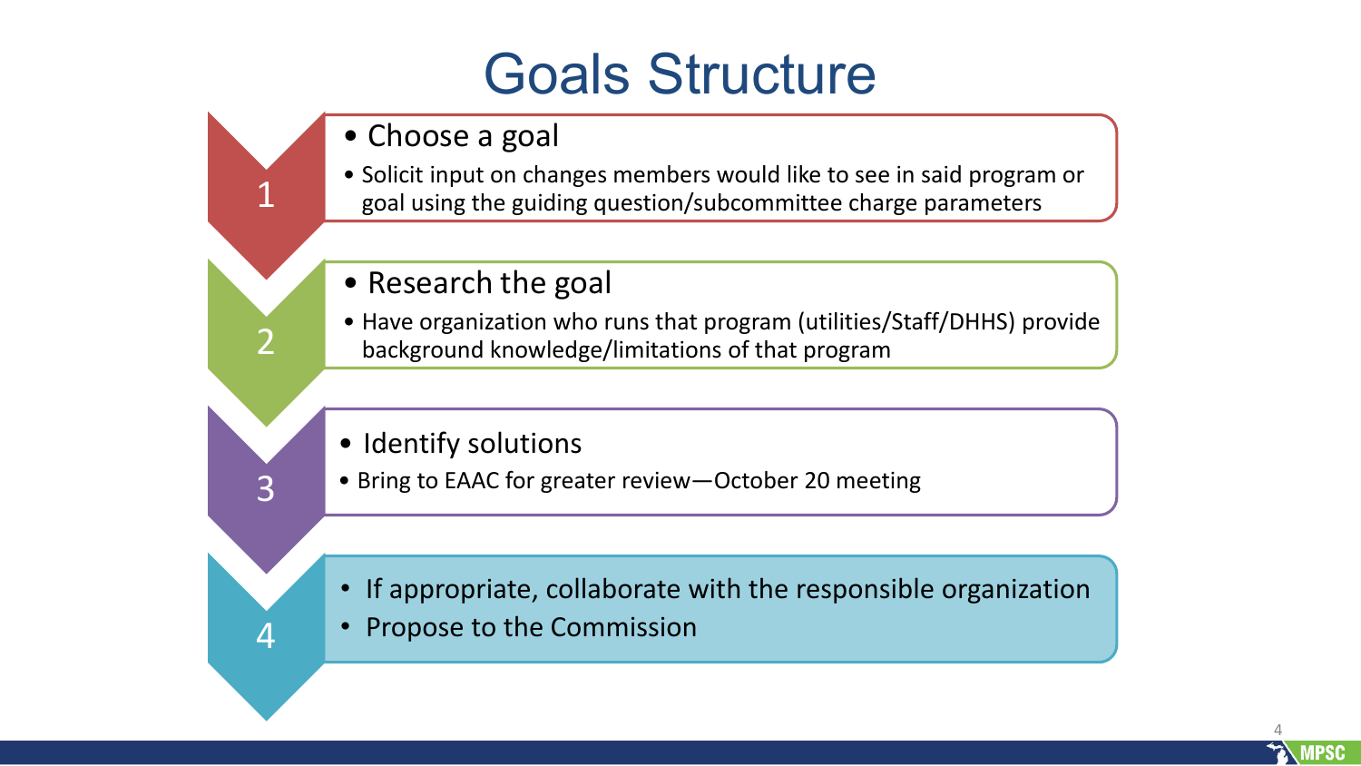# Goals Structure

1.
   - Choose a goal
   - Solicit input on changes members would like to see in said program or goal using the guiding question/subcommittee charge parameters

2.
   - Research the goal
   - Have organization who runs that program (utilities/Staff/DHHS) provide background knowledge/limitations of that program

3.
   - Identify solutions
   - Bring to EAAC for greater review—October 20 meeting

4.
   - If appropriate, collaborate with the responsible organization
   - Propose to the Commission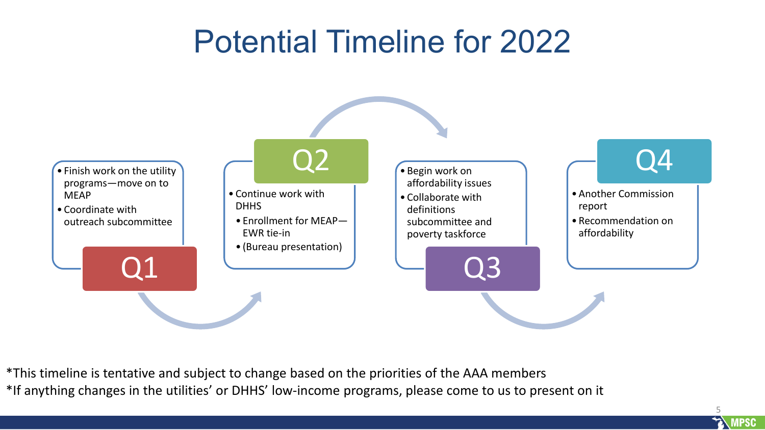# Potential Timeline for 2022

## Q1

- Finish work on the utility programs—move on to MEAP
- Coordinate with outreach subcommittee

## Q2

- Continue work with DHHS
  - Enrollment for MEAP—EWR tie-in
  - (Bureau presentation)

## Q3

- Begin work on affordability issues
- Collaborate with definitions subcommittee and poverty taskforce

## Q4

- Another Commission report
- Recommendation on affordability

*This timeline is tentative and subject to change based on the priorities of the AAA members

*If anything changes in the utilities' or DHHS' low-income programs, please come to us to present on it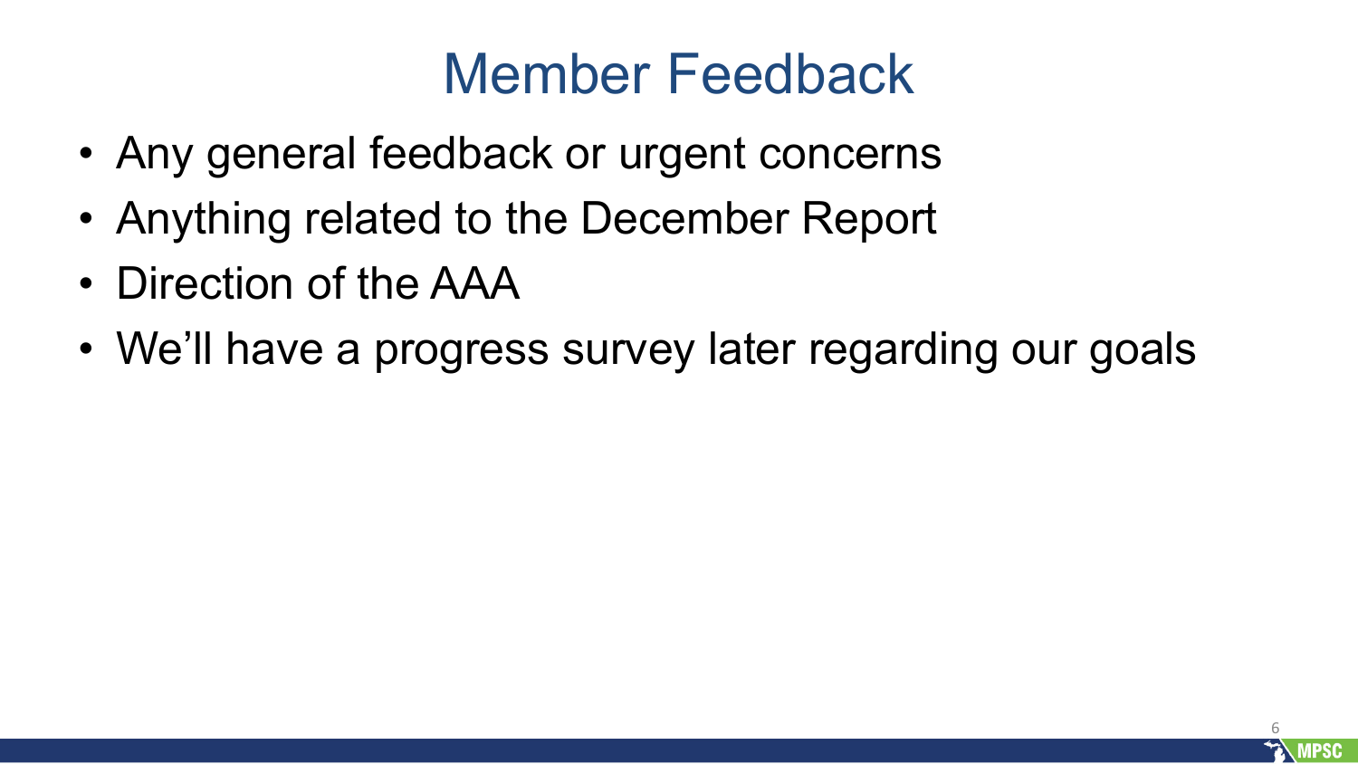# Member Feedback

- Any general feedback or urgent concerns
- Anything related to the December Report
- Direction of the AAA
- We'll have a progress survey later regarding our goals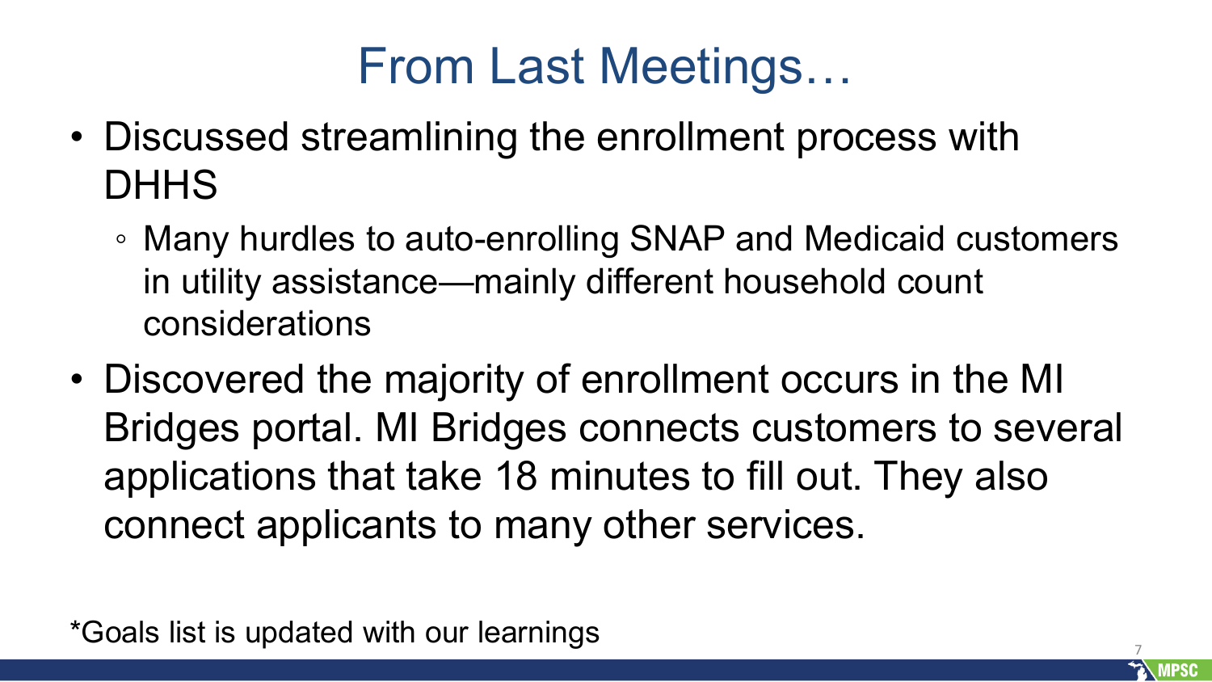# From Last Meetings…

- Discussed streamlining the enrollment process with DHHS
  - Many hurdles to auto-enrolling SNAP and Medicaid customers in utility assistance—mainly different household count considerations
- Discovered the majority of enrollment occurs in the MI Bridges portal. MI Bridges connects customers to several applications that take 18 minutes to fill out. They also connect applicants to many other services.

*Goals list is updated with our learnings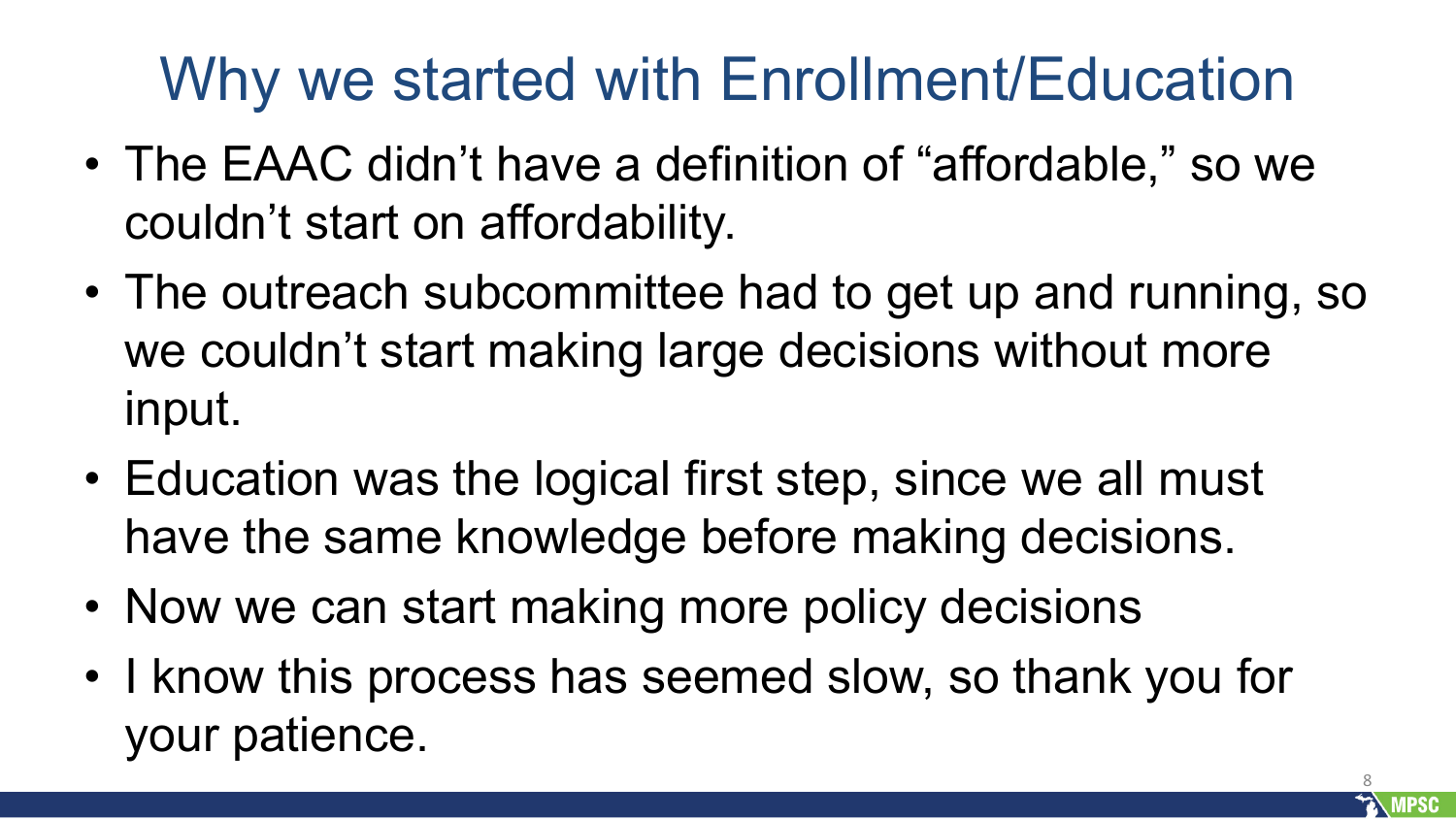# Why we started with Enrollment/Education

- The EAAC didn't have a definition of "affordable," so we couldn't start on affordability.
- The outreach subcommittee had to get up and running, so we couldn't start making large decisions without more input.
- Education was the logical first step, since we all must have the same knowledge before making decisions.
- Now we can start making more policy decisions
- I know this process has seemed slow, so thank you for your patience.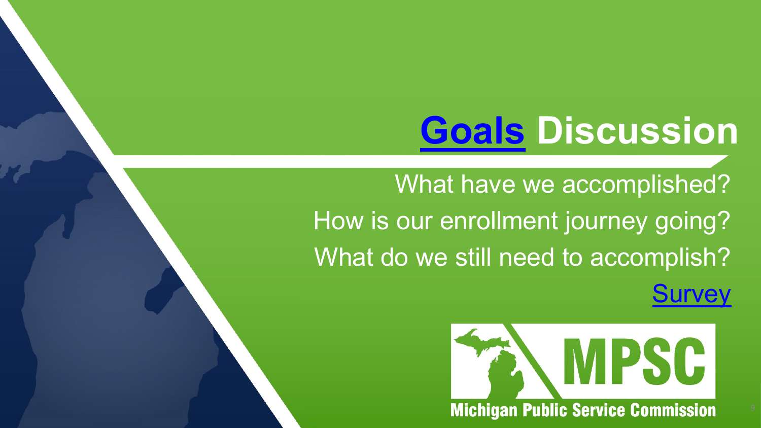# Goals Discussion

What have we accomplished?

How is our enrollment journey going?

What do we still need to accomplish?

Survey

MPSC

Michigan Public Service Commission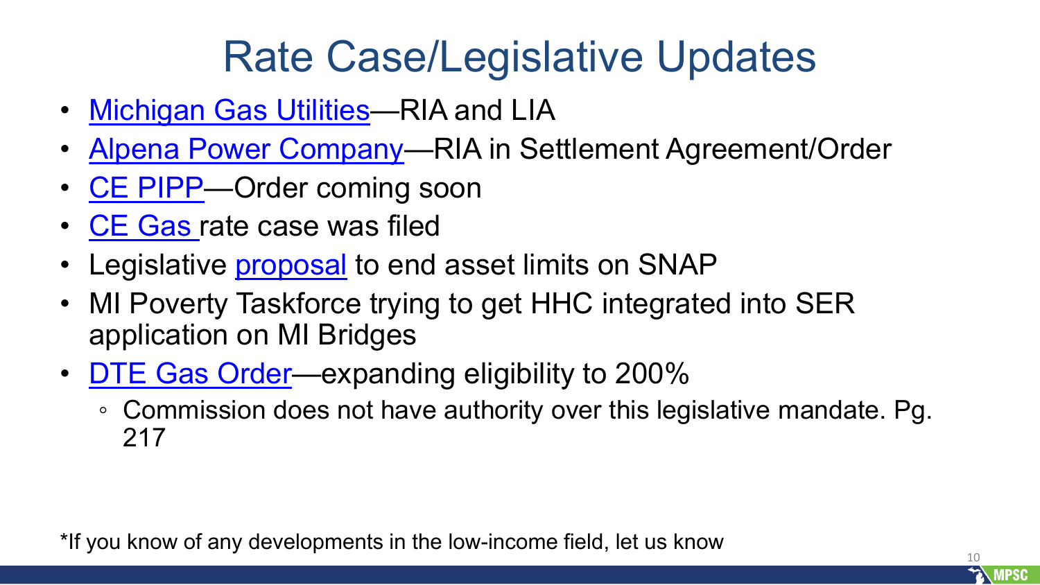# Rate Case/Legislative Updates

- Michigan Gas Utilities—RIA and LIA
- Alpena Power Company—RIA in Settlement Agreement/Order
- CE PIPP—Order coming soon
- CE Gas rate case was filed
- Legislative proposal to end asset limits on SNAP
- MI Poverty Taskforce trying to get HHC integrated into SER application on MI Bridges
- DTE Gas Order—expanding eligibility to 200%
  - Commission does not have authority over this legislative mandate. Pg. 217

*If you know of any developments in the low-income field, let us know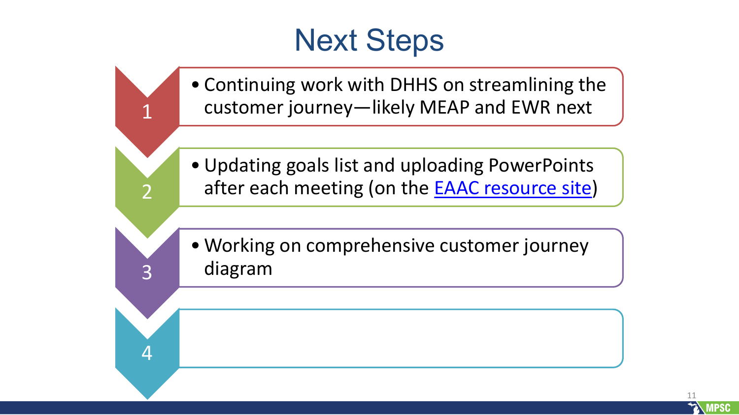# Next Steps

1. Continuing work with DHHS on streamlining the customer journey—likely MEAP and EWR next
2. Updating goals list and uploading PowerPoints after each meeting (on the EAAC resource site)
3. Working on comprehensive customer journey diagram
4.